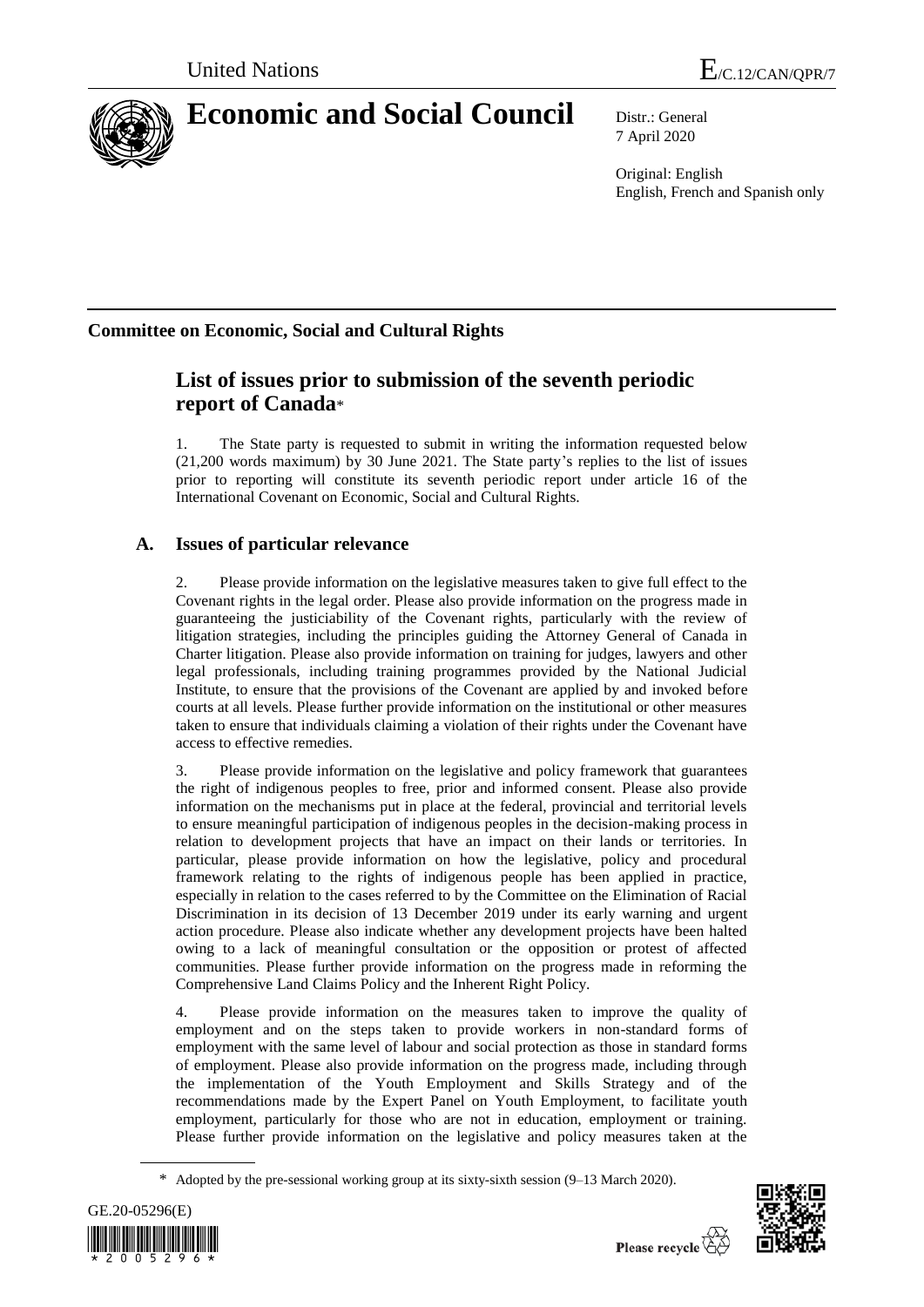United Nations

E/C.12/CAN/QPR/7

# Economic and Social Council

Distr.: General
7 April 2020

Original: English
English, French and Spanish only

## Committee on Economic, Social and Cultural Rights

## List of issues prior to submission of the seventh periodic report of Canada*

1. The State party is requested to submit in writing the information requested below (21,200 words maximum) by 30 June 2021. The State party's replies to the list of issues prior to reporting will constitute its seventh periodic report under article 16 of the International Covenant on Economic, Social and Cultural Rights.

### A. Issues of particular relevance

2. Please provide information on the legislative measures taken to give full effect to the Covenant rights in the legal order. Please also provide information on the progress made in guaranteeing the justiciability of the Covenant rights, particularly with the review of litigation strategies, including the principles guiding the Attorney General of Canada in Charter litigation. Please also provide information on training for judges, lawyers and other legal professionals, including training programmes provided by the National Judicial Institute, to ensure that the provisions of the Covenant are applied by and invoked before courts at all levels. Please further provide information on the institutional or other measures taken to ensure that individuals claiming a violation of their rights under the Covenant have access to effective remedies.

3. Please provide information on the legislative and policy framework that guarantees the right of indigenous peoples to free, prior and informed consent. Please also provide information on the mechanisms put in place at the federal, provincial and territorial levels to ensure meaningful participation of indigenous peoples in the decision-making process in relation to development projects that have an impact on their lands or territories. In particular, please provide information on how the legislative, policy and procedural framework relating to the rights of indigenous people has been applied in practice, especially in relation to the cases referred to by the Committee on the Elimination of Racial Discrimination in its decision of 13 December 2019 under its early warning and urgent action procedure. Please also indicate whether any development projects have been halted owing to a lack of meaningful consultation or the opposition or protest of affected communities. Please further provide information on the progress made in reforming the Comprehensive Land Claims Policy and the Inherent Right Policy.

4. Please provide information on the measures taken to improve the quality of employment and on the steps taken to provide workers in non-standard forms of employment with the same level of labour and social protection as those in standard forms of employment. Please also provide information on the progress made, including through the implementation of the Youth Employment and Skills Strategy and of the recommendations made by the Expert Panel on Youth Employment, to facilitate youth employment, particularly for those who are not in education, employment or training. Please further provide information on the legislative and policy measures taken at the

\* Adopted by the pre-sessional working group at its sixty-sixth session (9–13 March 2020).

GE.20-05296(E)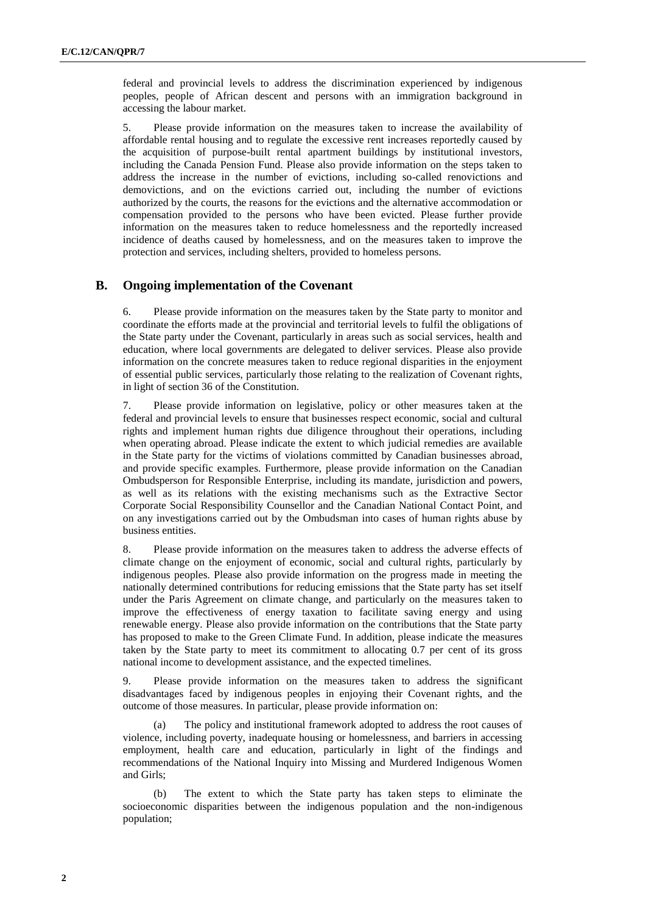federal and provincial levels to address the discrimination experienced by indigenous peoples, people of African descent and persons with an immigration background in accessing the labour market.

5. Please provide information on the measures taken to increase the availability of affordable rental housing and to regulate the excessive rent increases reportedly caused by the acquisition of purpose-built rental apartment buildings by institutional investors, including the Canada Pension Fund. Please also provide information on the steps taken to address the increase in the number of evictions, including so-called renovictions and demovictions, and on the evictions carried out, including the number of evictions authorized by the courts, the reasons for the evictions and the alternative accommodation or compensation provided to the persons who have been evicted. Please further provide information on the measures taken to reduce homelessness and the reportedly increased incidence of deaths caused by homelessness, and on the measures taken to improve the protection and services, including shelters, provided to homeless persons.

## B. Ongoing implementation of the Covenant

6. Please provide information on the measures taken by the State party to monitor and coordinate the efforts made at the provincial and territorial levels to fulfil the obligations of the State party under the Covenant, particularly in areas such as social services, health and education, where local governments are delegated to deliver services. Please also provide information on the concrete measures taken to reduce regional disparities in the enjoyment of essential public services, particularly those relating to the realization of Covenant rights, in light of section 36 of the Constitution.

7. Please provide information on legislative, policy or other measures taken at the federal and provincial levels to ensure that businesses respect economic, social and cultural rights and implement human rights due diligence throughout their operations, including when operating abroad. Please indicate the extent to which judicial remedies are available in the State party for the victims of violations committed by Canadian businesses abroad, and provide specific examples. Furthermore, please provide information on the Canadian Ombudsperson for Responsible Enterprise, including its mandate, jurisdiction and powers, as well as its relations with the existing mechanisms such as the Extractive Sector Corporate Social Responsibility Counsellor and the Canadian National Contact Point, and on any investigations carried out by the Ombudsman into cases of human rights abuse by business entities.

8. Please provide information on the measures taken to address the adverse effects of climate change on the enjoyment of economic, social and cultural rights, particularly by indigenous peoples. Please also provide information on the progress made in meeting the nationally determined contributions for reducing emissions that the State party has set itself under the Paris Agreement on climate change, and particularly on the measures taken to improve the effectiveness of energy taxation to facilitate saving energy and using renewable energy. Please also provide information on the contributions that the State party has proposed to make to the Green Climate Fund. In addition, please indicate the measures taken by the State party to meet its commitment to allocating 0.7 per cent of its gross national income to development assistance, and the expected timelines.

9. Please provide information on the measures taken to address the significant disadvantages faced by indigenous peoples in enjoying their Covenant rights, and the outcome of those measures. In particular, please provide information on:

(a) The policy and institutional framework adopted to address the root causes of violence, including poverty, inadequate housing or homelessness, and barriers in accessing employment, health care and education, particularly in light of the findings and recommendations of the National Inquiry into Missing and Murdered Indigenous Women and Girls;

(b) The extent to which the State party has taken steps to eliminate the socioeconomic disparities between the indigenous population and the non-indigenous population;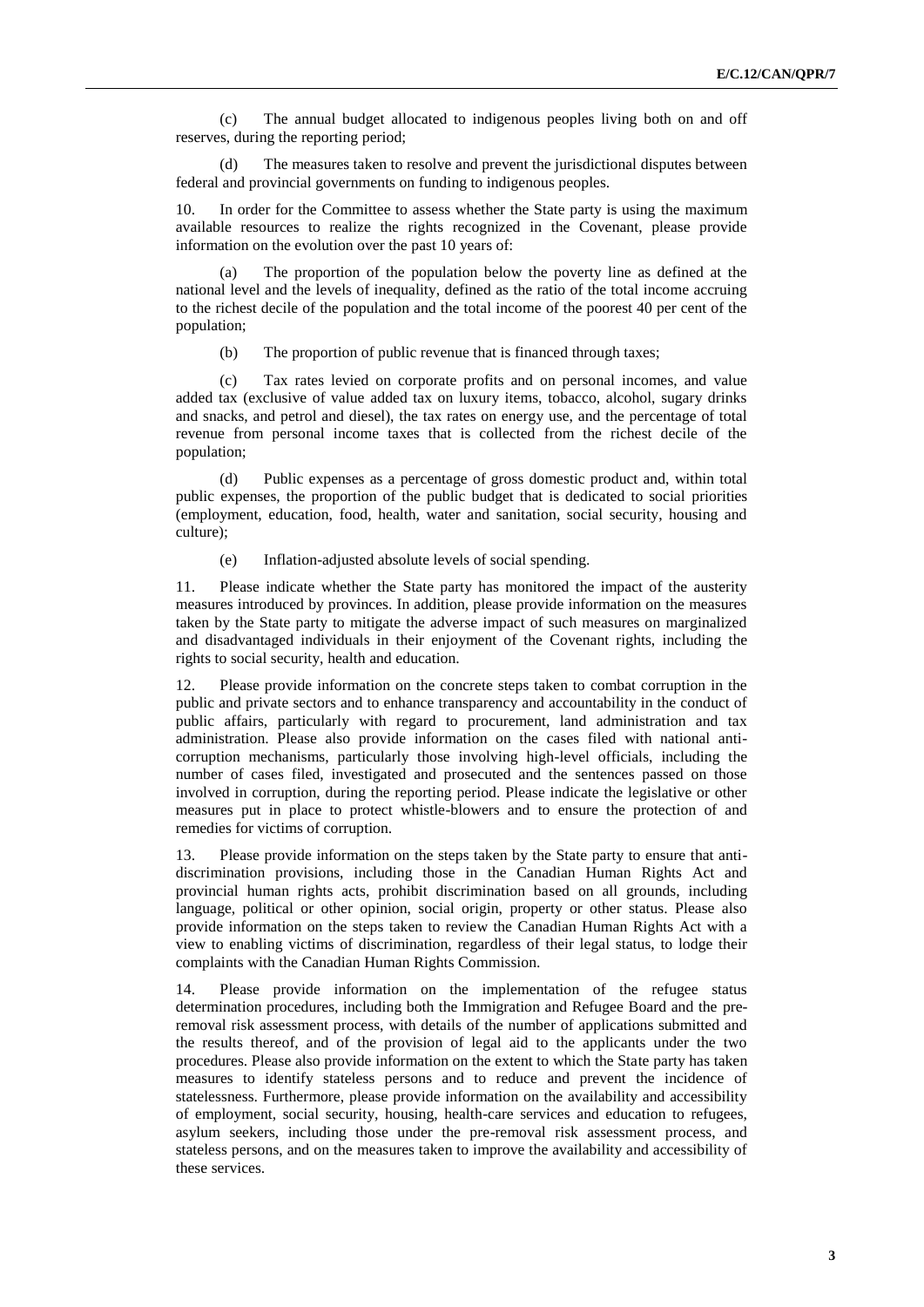(c) The annual budget allocated to indigenous peoples living both on and off reserves, during the reporting period;

(d) The measures taken to resolve and prevent the jurisdictional disputes between federal and provincial governments on funding to indigenous peoples.

10. In order for the Committee to assess whether the State party is using the maximum available resources to realize the rights recognized in the Covenant, please provide information on the evolution over the past 10 years of:

(a) The proportion of the population below the poverty line as defined at the national level and the levels of inequality, defined as the ratio of the total income accruing to the richest decile of the population and the total income of the poorest 40 per cent of the population;

(b) The proportion of public revenue that is financed through taxes;

(c) Tax rates levied on corporate profits and on personal incomes, and value added tax (exclusive of value added tax on luxury items, tobacco, alcohol, sugary drinks and snacks, and petrol and diesel), the tax rates on energy use, and the percentage of total revenue from personal income taxes that is collected from the richest decile of the population;

(d) Public expenses as a percentage of gross domestic product and, within total public expenses, the proportion of the public budget that is dedicated to social priorities (employment, education, food, health, water and sanitation, social security, housing and culture);

(e) Inflation-adjusted absolute levels of social spending.

11. Please indicate whether the State party has monitored the impact of the austerity measures introduced by provinces. In addition, please provide information on the measures taken by the State party to mitigate the adverse impact of such measures on marginalized and disadvantaged individuals in their enjoyment of the Covenant rights, including the rights to social security, health and education.

12. Please provide information on the concrete steps taken to combat corruption in the public and private sectors and to enhance transparency and accountability in the conduct of public affairs, particularly with regard to procurement, land administration and tax administration. Please also provide information on the cases filed with national anti-corruption mechanisms, particularly those involving high-level officials, including the number of cases filed, investigated and prosecuted and the sentences passed on those involved in corruption, during the reporting period. Please indicate the legislative or other measures put in place to protect whistle-blowers and to ensure the protection of and remedies for victims of corruption.

13. Please provide information on the steps taken by the State party to ensure that anti-discrimination provisions, including those in the Canadian Human Rights Act and provincial human rights acts, prohibit discrimination based on all grounds, including language, political or other opinion, social origin, property or other status. Please also provide information on the steps taken to review the Canadian Human Rights Act with a view to enabling victims of discrimination, regardless of their legal status, to lodge their complaints with the Canadian Human Rights Commission.

14. Please provide information on the implementation of the refugee status determination procedures, including both the Immigration and Refugee Board and the pre-removal risk assessment process, with details of the number of applications submitted and the results thereof, and of the provision of legal aid to the applicants under the two procedures. Please also provide information on the extent to which the State party has taken measures to identify stateless persons and to reduce and prevent the incidence of statelessness. Furthermore, please provide information on the availability and accessibility of employment, social security, housing, health-care services and education to refugees, asylum seekers, including those under the pre-removal risk assessment process, and stateless persons, and on the measures taken to improve the availability and accessibility of these services.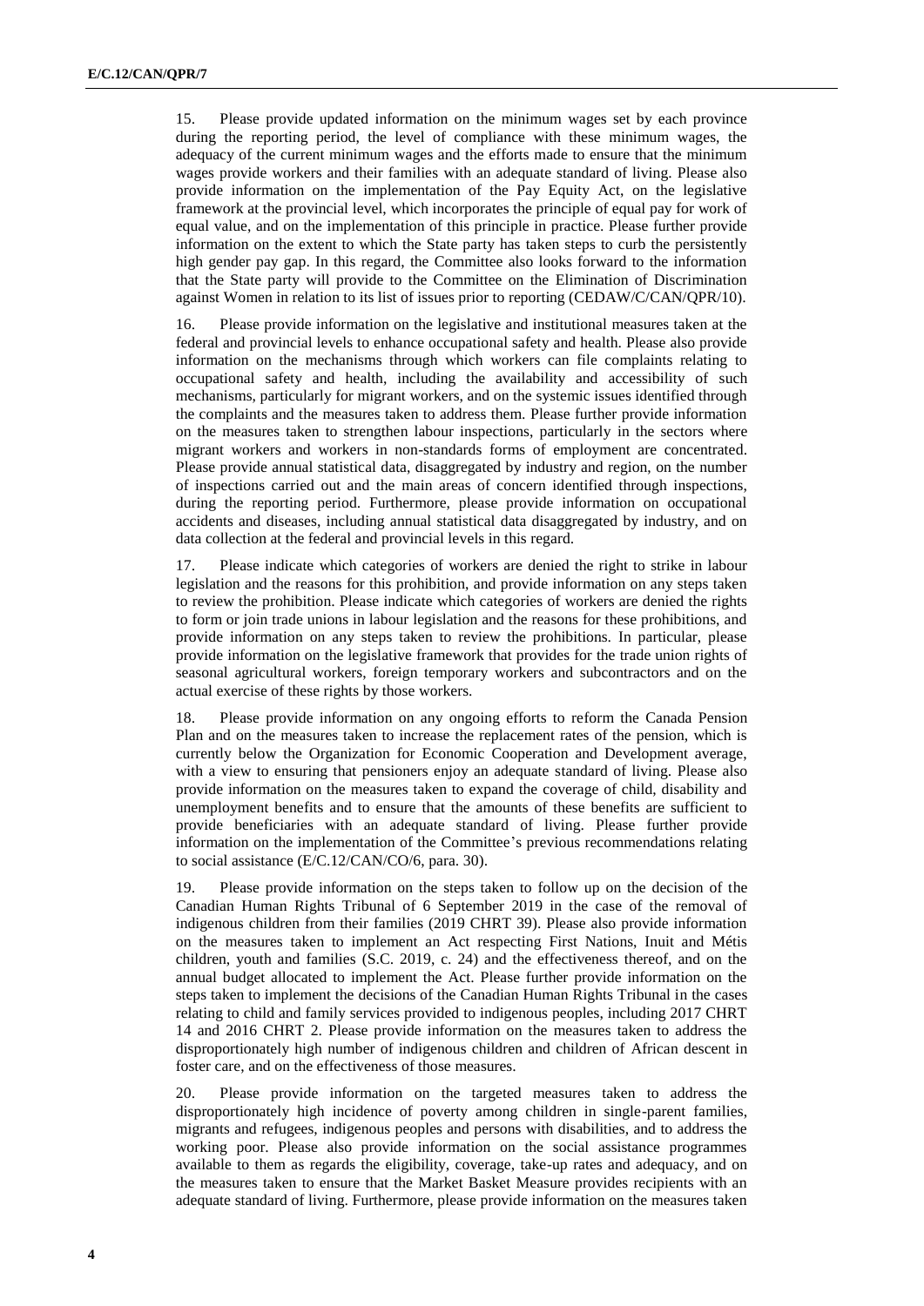15. Please provide updated information on the minimum wages set by each province during the reporting period, the level of compliance with these minimum wages, the adequacy of the current minimum wages and the efforts made to ensure that the minimum wages provide workers and their families with an adequate standard of living. Please also provide information on the implementation of the Pay Equity Act, on the legislative framework at the provincial level, which incorporates the principle of equal pay for work of equal value, and on the implementation of this principle in practice. Please further provide information on the extent to which the State party has taken steps to curb the persistently high gender pay gap. In this regard, the Committee also looks forward to the information that the State party will provide to the Committee on the Elimination of Discrimination against Women in relation to its list of issues prior to reporting (CEDAW/C/CAN/QPR/10).

16. Please provide information on the legislative and institutional measures taken at the federal and provincial levels to enhance occupational safety and health. Please also provide information on the mechanisms through which workers can file complaints relating to occupational safety and health, including the availability and accessibility of such mechanisms, particularly for migrant workers, and on the systemic issues identified through the complaints and the measures taken to address them. Please further provide information on the measures taken to strengthen labour inspections, particularly in the sectors where migrant workers and workers in non-standards forms of employment are concentrated. Please provide annual statistical data, disaggregated by industry and region, on the number of inspections carried out and the main areas of concern identified through inspections, during the reporting period. Furthermore, please provide information on occupational accidents and diseases, including annual statistical data disaggregated by industry, and on data collection at the federal and provincial levels in this regard.

17. Please indicate which categories of workers are denied the right to strike in labour legislation and the reasons for this prohibition, and provide information on any steps taken to review the prohibition. Please indicate which categories of workers are denied the rights to form or join trade unions in labour legislation and the reasons for these prohibitions, and provide information on any steps taken to review the prohibitions. In particular, please provide information on the legislative framework that provides for the trade union rights of seasonal agricultural workers, foreign temporary workers and subcontractors and on the actual exercise of these rights by those workers.

18. Please provide information on any ongoing efforts to reform the Canada Pension Plan and on the measures taken to increase the replacement rates of the pension, which is currently below the Organization for Economic Cooperation and Development average, with a view to ensuring that pensioners enjoy an adequate standard of living. Please also provide information on the measures taken to expand the coverage of child, disability and unemployment benefits and to ensure that the amounts of these benefits are sufficient to provide beneficiaries with an adequate standard of living. Please further provide information on the implementation of the Committee's previous recommendations relating to social assistance (E/C.12/CAN/CO/6, para. 30).

19. Please provide information on the steps taken to follow up on the decision of the Canadian Human Rights Tribunal of 6 September 2019 in the case of the removal of indigenous children from their families (2019 CHRT 39). Please also provide information on the measures taken to implement an Act respecting First Nations, Inuit and Métis children, youth and families (S.C. 2019, c. 24) and the effectiveness thereof, and on the annual budget allocated to implement the Act. Please further provide information on the steps taken to implement the decisions of the Canadian Human Rights Tribunal in the cases relating to child and family services provided to indigenous peoples, including 2017 CHRT 14 and 2016 CHRT 2. Please provide information on the measures taken to address the disproportionately high number of indigenous children and children of African descent in foster care, and on the effectiveness of those measures.

20. Please provide information on the targeted measures taken to address the disproportionately high incidence of poverty among children in single-parent families, migrants and refugees, indigenous peoples and persons with disabilities, and to address the working poor. Please also provide information on the social assistance programmes available to them as regards the eligibility, coverage, take-up rates and adequacy, and on the measures taken to ensure that the Market Basket Measure provides recipients with an adequate standard of living. Furthermore, please provide information on the measures taken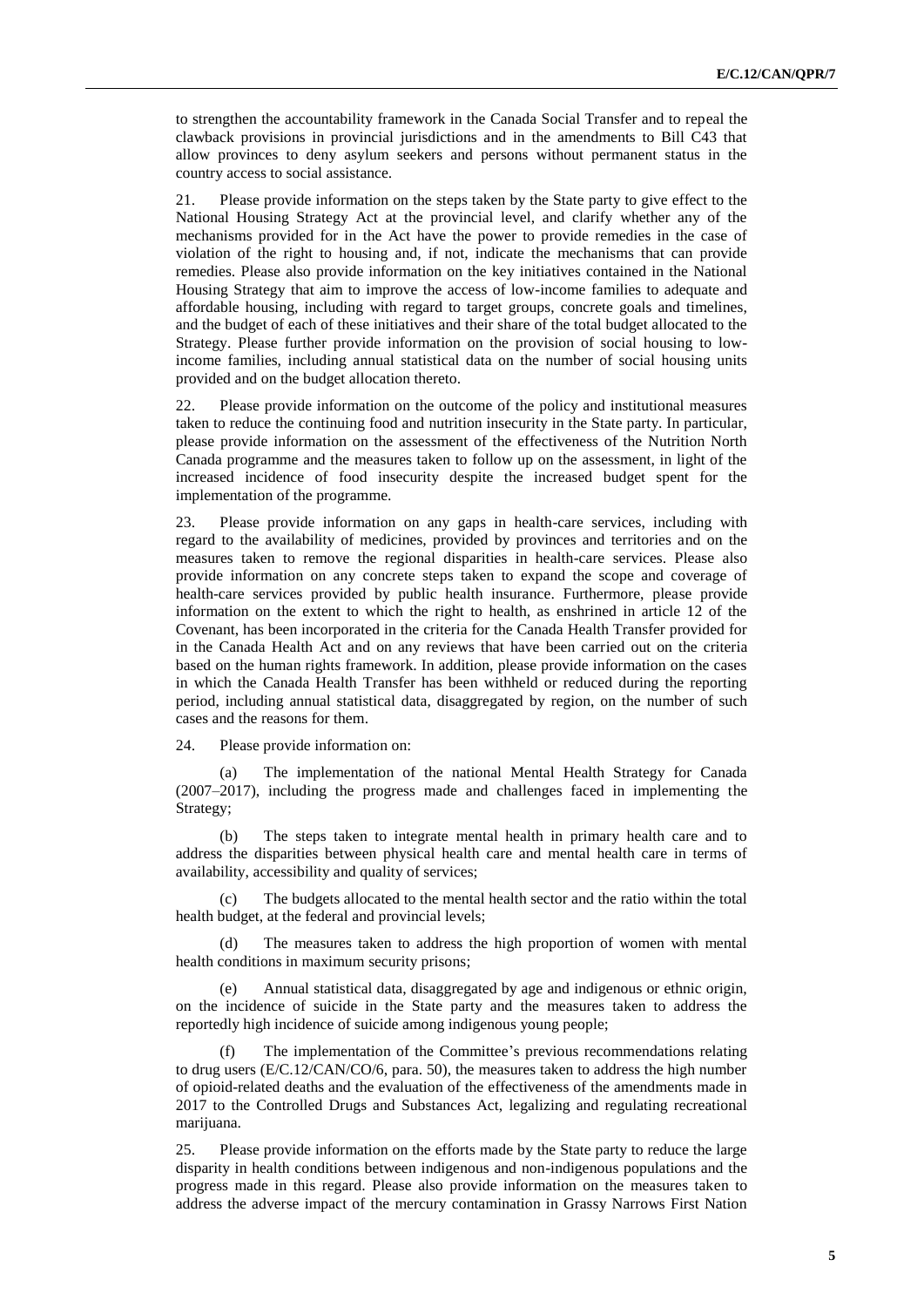to strengthen the accountability framework in the Canada Social Transfer and to repeal the clawback provisions in provincial jurisdictions and in the amendments to Bill C43 that allow provinces to deny asylum seekers and persons without permanent status in the country access to social assistance.

21. Please provide information on the steps taken by the State party to give effect to the National Housing Strategy Act at the provincial level, and clarify whether any of the mechanisms provided for in the Act have the power to provide remedies in the case of violation of the right to housing and, if not, indicate the mechanisms that can provide remedies. Please also provide information on the key initiatives contained in the National Housing Strategy that aim to improve the access of low-income families to adequate and affordable housing, including with regard to target groups, concrete goals and timelines, and the budget of each of these initiatives and their share of the total budget allocated to the Strategy. Please further provide information on the provision of social housing to low-income families, including annual statistical data on the number of social housing units provided and on the budget allocation thereto.

22. Please provide information on the outcome of the policy and institutional measures taken to reduce the continuing food and nutrition insecurity in the State party. In particular, please provide information on the assessment of the effectiveness of the Nutrition North Canada programme and the measures taken to follow up on the assessment, in light of the increased incidence of food insecurity despite the increased budget spent for the implementation of the programme.

23. Please provide information on any gaps in health-care services, including with regard to the availability of medicines, provided by provinces and territories and on the measures taken to remove the regional disparities in health-care services. Please also provide information on any concrete steps taken to expand the scope and coverage of health-care services provided by public health insurance. Furthermore, please provide information on the extent to which the right to health, as enshrined in article 12 of the Covenant, has been incorporated in the criteria for the Canada Health Transfer provided for in the Canada Health Act and on any reviews that have been carried out on the criteria based on the human rights framework. In addition, please provide information on the cases in which the Canada Health Transfer has been withheld or reduced during the reporting period, including annual statistical data, disaggregated by region, on the number of such cases and the reasons for them.

24. Please provide information on:

(a) The implementation of the national Mental Health Strategy for Canada (2007–2017), including the progress made and challenges faced in implementing the Strategy;

(b) The steps taken to integrate mental health in primary health care and to address the disparities between physical health care and mental health care in terms of availability, accessibility and quality of services;

(c) The budgets allocated to the mental health sector and the ratio within the total health budget, at the federal and provincial levels;

(d) The measures taken to address the high proportion of women with mental health conditions in maximum security prisons;

(e) Annual statistical data, disaggregated by age and indigenous or ethnic origin, on the incidence of suicide in the State party and the measures taken to address the reportedly high incidence of suicide among indigenous young people;

(f) The implementation of the Committee's previous recommendations relating to drug users (E/C.12/CAN/CO/6, para. 50), the measures taken to address the high number of opioid-related deaths and the evaluation of the effectiveness of the amendments made in 2017 to the Controlled Drugs and Substances Act, legalizing and regulating recreational marijuana.

25. Please provide information on the efforts made by the State party to reduce the large disparity in health conditions between indigenous and non-indigenous populations and the progress made in this regard. Please also provide information on the measures taken to address the adverse impact of the mercury contamination in Grassy Narrows First Nation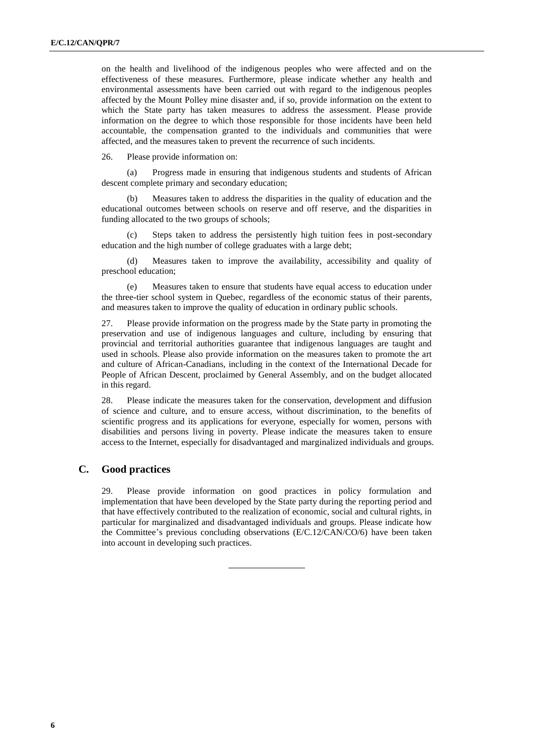on the health and livelihood of the indigenous peoples who were affected and on the effectiveness of these measures. Furthermore, please indicate whether any health and environmental assessments have been carried out with regard to the indigenous peoples affected by the Mount Polley mine disaster and, if so, provide information on the extent to which the State party has taken measures to address the assessment. Please provide information on the degree to which those responsible for those incidents have been held accountable, the compensation granted to the individuals and communities that were affected, and the measures taken to prevent the recurrence of such incidents.

26. Please provide information on:

(a) Progress made in ensuring that indigenous students and students of African descent complete primary and secondary education;

(b) Measures taken to address the disparities in the quality of education and the educational outcomes between schools on reserve and off reserve, and the disparities in funding allocated to the two groups of schools;

(c) Steps taken to address the persistently high tuition fees in post-secondary education and the high number of college graduates with a large debt;

(d) Measures taken to improve the availability, accessibility and quality of preschool education;

(e) Measures taken to ensure that students have equal access to education under the three-tier school system in Quebec, regardless of the economic status of their parents, and measures taken to improve the quality of education in ordinary public schools.

27. Please provide information on the progress made by the State party in promoting the preservation and use of indigenous languages and culture, including by ensuring that provincial and territorial authorities guarantee that indigenous languages are taught and used in schools. Please also provide information on the measures taken to promote the art and culture of African-Canadians, including in the context of the International Decade for People of African Descent, proclaimed by General Assembly, and on the budget allocated in this regard.

28. Please indicate the measures taken for the conservation, development and diffusion of science and culture, and to ensure access, without discrimination, to the benefits of scientific progress and its applications for everyone, especially for women, persons with disabilities and persons living in poverty. Please indicate the measures taken to ensure access to the Internet, especially for disadvantaged and marginalized individuals and groups.

## C. Good practices

29. Please provide information on good practices in policy formulation and implementation that have been developed by the State party during the reporting period and that have effectively contributed to the realization of economic, social and cultural rights, in particular for marginalized and disadvantaged individuals and groups. Please indicate how the Committee's previous concluding observations (E/C.12/CAN/CO/6) have been taken into account in developing such practices.